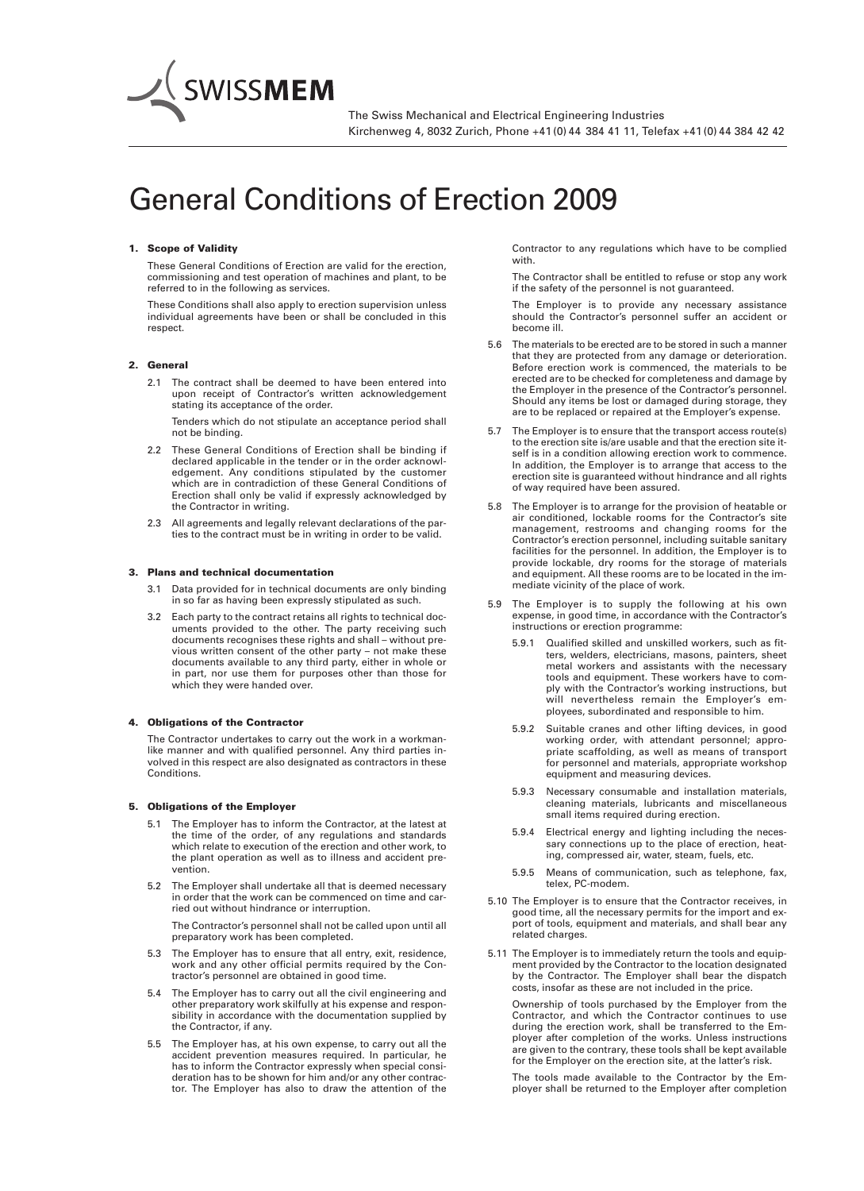SWISSMEM

The Swiss Mechanical and Electrical Engineering Industries
Kirchenweg 4, 8032 Zurich, Phone +41 (0) 44 384 41 11, Telefax +41 (0) 44 384 42 42

# General Conditions of Erection 2009

## 1. Scope of Validity

These General Conditions of Erection are valid for the erection, commissioning and test operation of machines and plant, to be referred to in the following as services.

These Conditions shall also apply to erection supervision unless individual agreements have been or shall be concluded in this respect.

## 2. General

2.1 The contract shall be deemed to have been entered into upon receipt of Contractor's written acknowledgement stating its acceptance of the order.

Tenders which do not stipulate an acceptance period shall not be binding.

2.2 These General Conditions of Erection shall be binding if declared applicable in the tender or in the order acknowledgement. Any conditions stipulated by the customer which are in contradiction of these General Conditions of Erection shall only be valid if expressly acknowledged by the Contractor in writing.

2.3 All agreements and legally relevant declarations of the parties to the contract must be in writing in order to be valid.

## 3. Plans and technical documentation

3.1 Data provided for in technical documents are only binding in so far as having been expressly stipulated as such.

3.2 Each party to the contract retains all rights to technical documents provided to the other. The party receiving such documents recognises these rights and shall – without previous written consent of the other party – not make these documents available to any third party, either in whole or in part, nor use them for purposes other than those for which they were handed over.

## 4. Obligations of the Contractor

The Contractor undertakes to carry out the work in a workmanlike manner and with qualified personnel. Any third parties involved in this respect are also designated as contractors in these Conditions.

## 5. Obligations of the Employer

5.1 The Employer has to inform the Contractor, at the latest at the time of the order, of any regulations and standards which relate to execution of the erection and other work, to the plant operation as well as to illness and accident prevention.

5.2 The Employer shall undertake all that is deemed necessary in order that the work can be commenced on time and carried out without hindrance or interruption.

The Contractor's personnel shall not be called upon until all preparatory work has been completed.

5.3 The Employer has to ensure that all entry, exit, residence, work and any other official permits required by the Contractor's personnel are obtained in good time.

5.4 The Employer has to carry out all the civil engineering and other preparatory work skilfully at his expense and responsibility in accordance with the documentation supplied by the Contractor, if any.

5.5 The Employer has, at his own expense, to carry out all the accident prevention measures required. In particular, he has to inform the Contractor expressly when special consideration has to be shown for him and/or any other contractor. The Employer has also to draw the attention of the Contractor to any regulations which have to be complied with.

The Contractor shall be entitled to refuse or stop any work if the safety of the personnel is not guaranteed.

The Employer is to provide any necessary assistance should the Contractor's personnel suffer an accident or become ill.

5.6 The materials to be erected are to be stored in such a manner that they are protected from any damage or deterioration. Before erection work is commenced, the materials to be erected are to be checked for completeness and damage by the Employer in the presence of the Contractor's personnel. Should any items be lost or damaged during storage, they are to be replaced or repaired at the Employer's expense.

5.7 The Employer is to ensure that the transport access route(s) to the erection site is/are usable and that the erection site itself is in a condition allowing erection work to commence. In addition, the Employer is to arrange that access to the erection site is guaranteed without hindrance and all rights of way required have been assured.

5.8 The Employer is to arrange for the provision of heatable or air conditioned, lockable rooms for the Contractor's site management, restrooms and changing rooms for the Contractor's erection personnel, including suitable sanitary facilities for the personnel. In addition, the Employer is to provide lockable, dry rooms for the storage of materials and equipment. All these rooms are to be located in the immediate vicinity of the place of work.

5.9 The Employer is to supply the following at his own expense, in good time, in accordance with the Contractor's instructions or erection programme:

5.9.1 Qualified skilled and unskilled workers, such as fitters, welders, electricians, masons, painters, sheet metal workers and assistants with the necessary tools and equipment. These workers have to comply with the Contractor's working instructions, but will nevertheless remain the Employer's employees, subordinated and responsible to him.

5.9.2 Suitable cranes and other lifting devices, in good working order, with attendant personnel; appropriate scaffolding, as well as means of transport for personnel and materials, appropriate workshop equipment and measuring devices.

5.9.3 Necessary consumable and installation materials, cleaning materials, lubricants and miscellaneous small items required during erection.

5.9.4 Electrical energy and lighting including the necessary connections up to the place of erection, heating, compressed air, water, steam, fuels, etc.

5.9.5 Means of communication, such as telephone, fax, telex, PC-modem.

5.10 The Employer is to ensure that the Contractor receives, in good time, all the necessary permits for the import and export of tools, equipment and materials, and shall bear any related charges.

5.11 The Employer is to immediately return the tools and equipment provided by the Contractor to the location designated by the Contractor. The Employer shall bear the dispatch costs, insofar as these are not included in the price.

Ownership of tools purchased by the Employer from the Contractor, and which the Contractor continues to use during the erection work, shall be transferred to the Employer after completion of the works. Unless instructions are given to the contrary, these tools shall be kept available for the Employer on the erection site, at the latter's risk.

The tools made available to the Contractor by the Employer shall be returned to the Employer after completion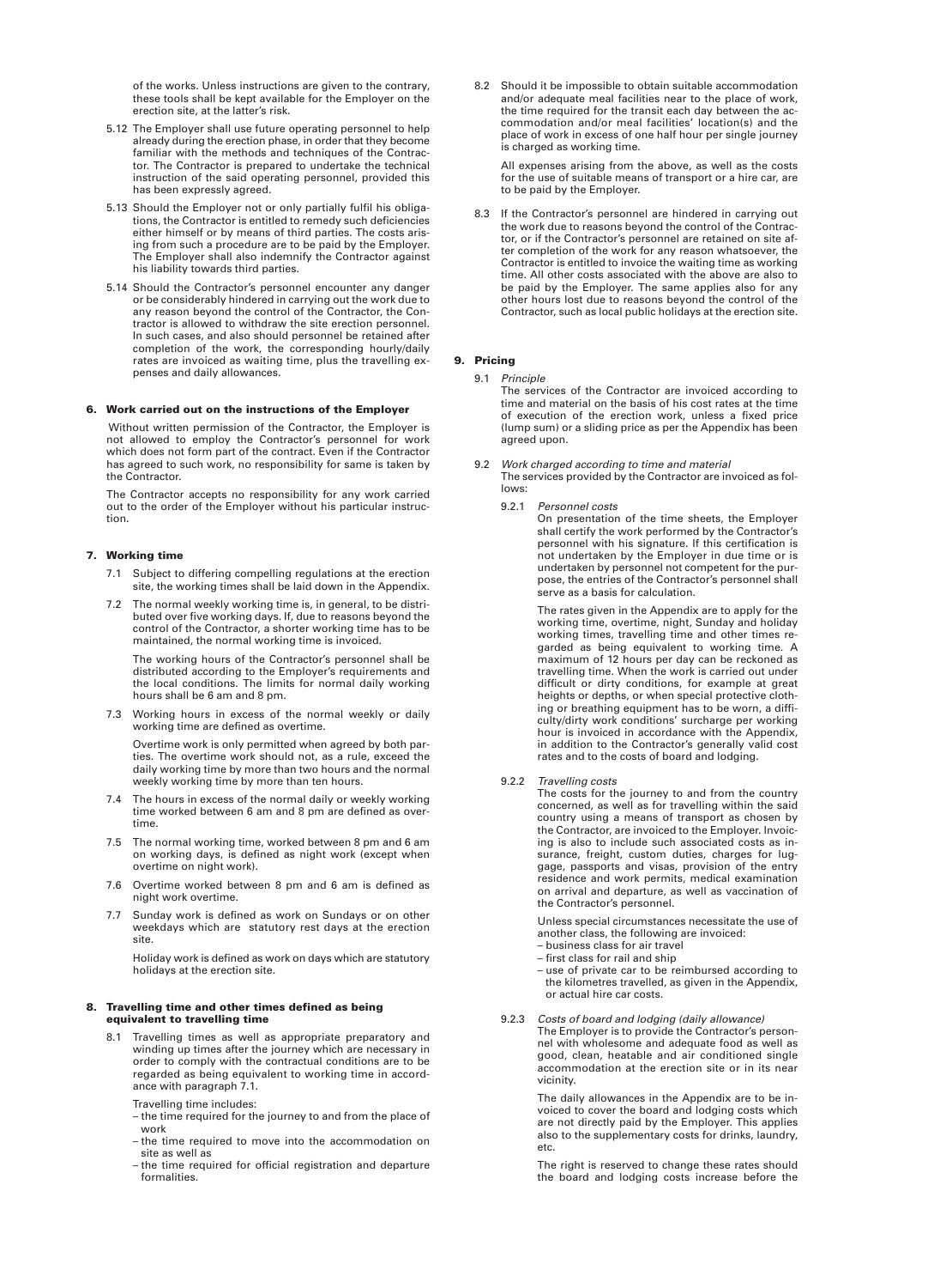of the works. Unless instructions are given to the contrary, these tools shall be kept available for the Employer on the erection site, at the latter's risk.

5.12 The Employer shall use future operating personnel to help already during the erection phase, in order that they become familiar with the methods and techniques of the Contractor. The Contractor is prepared to undertake the technical instruction of the said operating personnel, provided this has been expressly agreed.

5.13 Should the Employer not or only partially fulfil his obligations, the Contractor is entitled to remedy such deficiencies either himself or by means of third parties. The costs arising from such a procedure are to be paid by the Employer. The Employer shall also indemnify the Contractor against his liability towards third parties.

5.14 Should the Contractor's personnel encounter any danger or be considerably hindered in carrying out the work due to any reason beyond the control of the Contractor, the Contractor is allowed to withdraw the site erection personnel. In such cases, and also should personnel be retained after completion of the work, the corresponding hourly/daily rates are invoiced as waiting time, plus the travelling expenses and daily allowances.

## 6. Work carried out on the instructions of the Employer

Without written permission of the Contractor, the Employer is not allowed to employ the Contractor's personnel for work which does not form part of the contract. Even if the Contractor has agreed to such work, no responsibility for same is taken by the Contractor.

The Contractor accepts no responsibility for any work carried out to the order of the Employer without his particular instruction.

## 7. Working time

7.1 Subject to differing compelling regulations at the erection site, the working times shall be laid down in the Appendix.

7.2 The normal weekly working time is, in general, to be distributed over five working days. If, due to reasons beyond the control of the Contractor, a shorter working time has to be maintained, the normal working time is invoiced.

The working hours of the Contractor's personnel shall be distributed according to the Employer's requirements and the local conditions. The limits for normal daily working hours shall be 6 am and 8 pm.

7.3 Working hours in excess of the normal weekly or daily working time are defined as overtime.

Overtime work is only permitted when agreed by both parties. The overtime work should not, as a rule, exceed the daily working time by more than two hours and the normal weekly working time by more than ten hours.

7.4 The hours in excess of the normal daily or weekly working time worked between 6 am and 8 pm are defined as overtime.

7.5 The normal working time, worked between 8 pm and 6 am on working days, is defined as night work (except when overtime on night work).

7.6 Overtime worked between 8 pm and 6 am is defined as night work overtime.

7.7 Sunday work is defined as work on Sundays or on other weekdays which are statutory rest days at the erection site.

Holiday work is defined as work on days which are statutory holidays at the erection site.

## 8. Travelling time and other times defined as being equivalent to travelling time

8.1 Travelling times as well as appropriate preparatory and winding up times after the journey which are necessary in order to comply with the contractual conditions are to be regarded as being equivalent to working time in accordance with paragraph 7.1.

Travelling time includes:
- the time required for the journey to and from the place of work
- the time required to move into the accommodation on site as well as
- the time required for official registration and departure formalities.

8.2 Should it be impossible to obtain suitable accommodation and/or adequate meal facilities near to the place of work, the time required for the transit each day between the accommodation and/or meal facilities' location(s) and the place of work in excess of one half hour per single journey is charged as working time.

All expenses arising from the above, as well as the costs for the use of suitable means of transport or a hire car, are to be paid by the Employer.

8.3 If the Contractor's personnel are hindered in carrying out the work due to reasons beyond the control of the Contractor, or if the Contractor's personnel are retained on site after completion of the work for any reason whatsoever, the Contractor is entitled to invoice the waiting time as working time. All other costs associated with the above are also to be paid by the Employer. The same applies also for any other hours lost due to reasons beyond the control of the Contractor, such as local public holidays at the erection site.

## 9. Pricing

9.1 *Principle*

The services of the Contractor are invoiced according to time and material on the basis of his cost rates at the time of execution of the erection work, unless a fixed price (lump sum) or a sliding price as per the Appendix has been agreed upon.

9.2 *Work charged according to time and material*

The services provided by the Contractor are invoiced as follows:

9.2.1 *Personnel costs*

On presentation of the time sheets, the Employer shall certify the work performed by the Contractor's personnel with his signature. If this certification is not undertaken by the Employer in due time or is undertaken by personnel not competent for the purpose, the entries of the Contractor's personnel shall serve as a basis for calculation.

The rates given in the Appendix are to apply for the working time, overtime, night, Sunday and holiday working times, travelling time and other times regarded as being equivalent to working time. A maximum of 12 hours per day can be reckoned as travelling time. When the work is carried out under difficult or dirty conditions, for example at great heights or depths, or when special protective clothing or breathing equipment has to be worn, a difficulty/dirty work conditions' surcharge per working hour is invoiced in accordance with the Appendix, in addition to the Contractor's generally valid cost rates and to the costs of board and lodging.

9.2.2 *Travelling costs*

The costs for the journey to and from the country concerned, as well as for travelling within the said country using a means of transport as chosen by the Contractor, are invoiced to the Employer. Invoicing is also to include such associated costs as insurance, freight, custom duties, charges for luggage, passports and visas, provision of the entry residence and work permits, medical examination on arrival and departure, as well as vaccination of the Contractor's personnel.

Unless special circumstances necessitate the use of another class, the following are invoiced:
- business class for air travel
- first class for rail and ship
- use of private car to be reimbursed according to the kilometres travelled, as given in the Appendix, or actual hire car costs.

9.2.3 *Costs of board and lodging (daily allowance)*

The Employer is to provide the Contractor's personnel with wholesome and adequate food as well as good, clean, heatable and air conditioned single accommodation at the erection site or in its near vicinity.

The daily allowances in the Appendix are to be invoiced to cover the board and lodging costs which are not directly paid by the Employer. This applies also to the supplementary costs for drinks, laundry, etc.

The right is reserved to change these rates should the board and lodging costs increase before the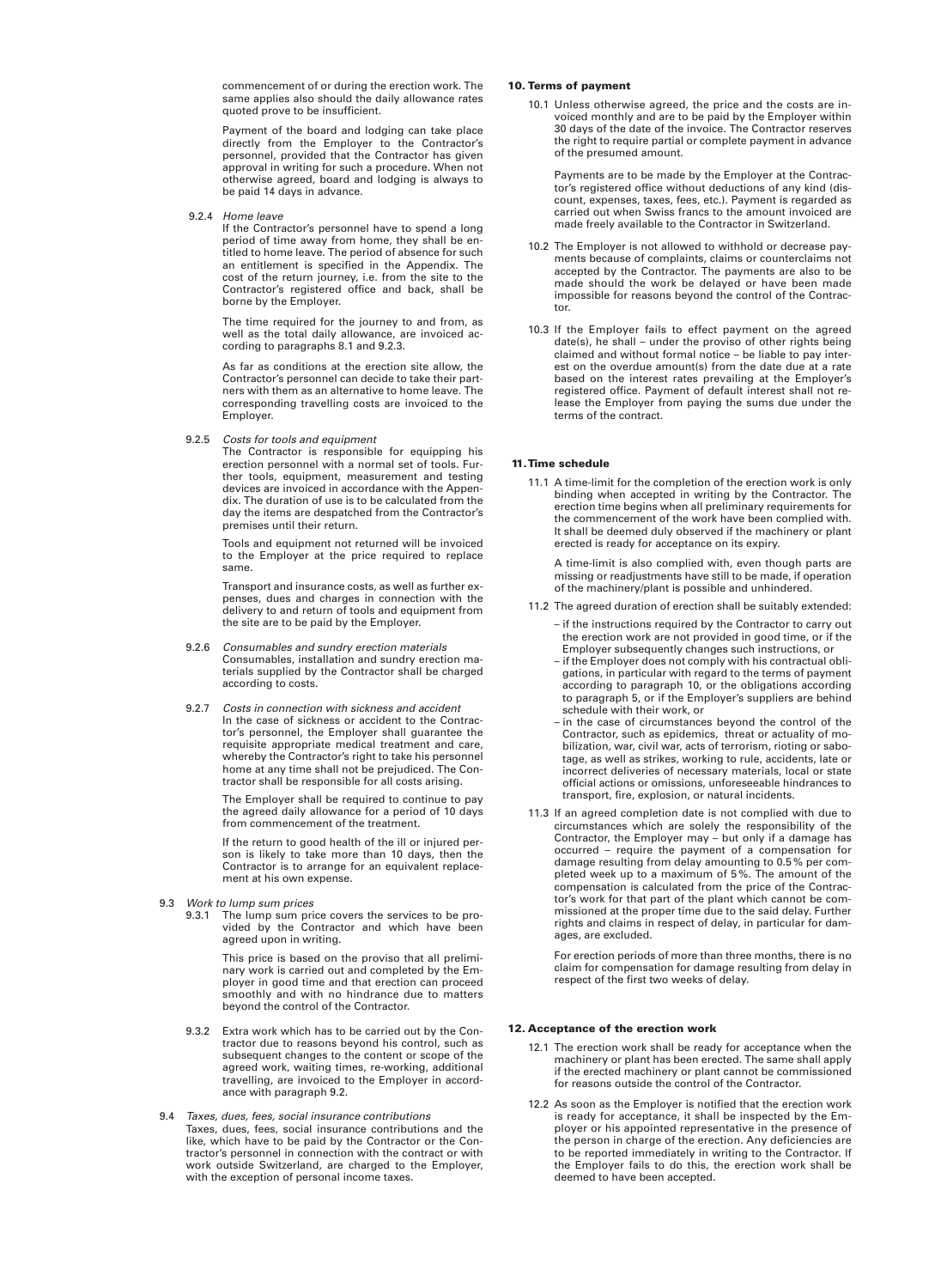commencement of or during the erection work. The same applies also should the daily allowance rates quoted prove to be insufficient.

Payment of the board and lodging can take place directly from the Employer to the Contractor's personnel, provided that the Contractor has given approval in writing for such a procedure. When not otherwise agreed, board and lodging is always to be paid 14 days in advance.

9.2.4 *Home leave*
If the Contractor's personnel have to spend a long period of time away from home, they shall be entitled to home leave. The period of absence for such an entitlement is specified in the Appendix. The cost of the return journey, i.e. from the site to the Contractor's registered office and back, shall be borne by the Employer.

The time required for the journey to and from, as well as the total daily allowance, are invoiced according to paragraphs 8.1 and 9.2.3.

As far as conditions at the erection site allow, the Contractor's personnel can decide to take their partners with them as an alternative to home leave. The corresponding travelling costs are invoiced to the Employer.

9.2.5 *Costs for tools and equipment*
The Contractor is responsible for equipping his erection personnel with a normal set of tools. Further tools, equipment, measurement and testing devices are invoiced in accordance with the Appendix. The duration of use is to be calculated from the day the items are despatched from the Contractor's premises until their return.

Tools and equipment not returned will be invoiced to the Employer at the price required to replace same.

Transport and insurance costs, as well as further expenses, dues and charges in connection with the delivery to and return of tools and equipment from the site are to be paid by the Employer.

9.2.6 *Consumables and sundry erection materials*
Consumables, installation and sundry erection materials supplied by the Contractor shall be charged according to costs.

9.2.7 *Costs in connection with sickness and accident*
In the case of sickness or accident to the Contractor's personnel, the Employer shall guarantee the requisite appropriate medical treatment and care, whereby the Contractor's right to take his personnel home at any time shall not be prejudiced. The Contractor shall be responsible for all costs arising.

The Employer shall be required to continue to pay the agreed daily allowance for a period of 10 days from commencement of the treatment.

If the return to good health of the ill or injured person is likely to take more than 10 days, then the Contractor is to arrange for an equivalent replacement at his own expense.

9.3 *Work to lump sum prices*

9.3.1 The lump sum price covers the services to be provided by the Contractor and which have been agreed upon in writing.

This price is based on the proviso that all preliminary work is carried out and completed by the Employer in good time and that erection can proceed smoothly and with no hindrance due to matters beyond the control of the Contractor.

9.3.2 Extra work which has to be carried out by the Contractor due to reasons beyond his control, such as subsequent changes to the content or scope of the agreed work, waiting times, re-working, additional travelling, are invoiced to the Employer in accordance with paragraph 9.2.

9.4 *Taxes, dues, fees, social insurance contributions*
Taxes, dues, fees, social insurance contributions and the like, which have to be paid by the Contractor or the Contractor's personnel in connection with the contract or with work outside Switzerland, are charged to the Employer, with the exception of personal income taxes.

## 10. Terms of payment

10.1 Unless otherwise agreed, the price and the costs are invoiced monthly and are to be paid by the Employer within 30 days of the date of the invoice. The Contractor reserves the right to require partial or complete payment in advance of the presumed amount.

Payments are to be made by the Employer at the Contractor's registered office without deductions of any kind (discount, expenses, taxes, fees, etc.). Payment is regarded as carried out when Swiss francs to the amount invoiced are made freely available to the Contractor in Switzerland.

10.2 The Employer is not allowed to withhold or decrease payments because of complaints, claims or counterclaims not accepted by the Contractor. The payments are also to be made should the work be delayed or have been made impossible for reasons beyond the control of the Contractor.

10.3 If the Employer fails to effect payment on the agreed date(s), he shall – under the proviso of other rights being claimed and without formal notice – be liable to pay interest on the overdue amount(s) from the date due at a rate based on the interest rates prevailing at the Employer's registered office. Payment of default interest shall not release the Employer from paying the sums due under the terms of the contract.

## 11. Time schedule

11.1 A time-limit for the completion of the erection work is only binding when accepted in writing by the Contractor. The erection time begins when all preliminary requirements for the commencement of the work have been complied with. It shall be deemed duly observed if the machinery or plant erected is ready for acceptance on its expiry.

A time-limit is also complied with, even though parts are missing or readjustments have still to be made, if operation of the machinery/plant is possible and unhindered.

11.2 The agreed duration of erection shall be suitably extended:

- if the instructions required by the Contractor to carry out the erection work are not provided in good time, or if the Employer subsequently changes such instructions, or
- if the Employer does not comply with his contractual obligations, in particular with regard to the terms of payment according to paragraph 10, or the obligations according to paragraph 5, or if the Employer's suppliers are behind schedule with their work, or
- in the case of circumstances beyond the control of the Contractor, such as epidemics, threat or actuality of mobilization, war, civil war, acts of terrorism, rioting or sabotage, as well as strikes, working to rule, accidents, late or incorrect deliveries of necessary materials, local or state official actions or omissions, unforeseeable hindrances to transport, fire, explosion, or natural incidents.

11.3 If an agreed completion date is not complied with due to circumstances which are solely the responsibility of the Contractor, the Employer may – but only if a damage has occurred – require the payment of a compensation for damage resulting from delay amounting to 0.5% per completed week up to a maximum of 5%. The amount of the compensation is calculated from the price of the Contractor's work for that part of the plant which cannot be commissioned at the proper time due to the said delay. Further rights and claims in respect of delay, in particular for damages, are excluded.

For erection periods of more than three months, there is no claim for compensation for damage resulting from delay in respect of the first two weeks of delay.

## 12. Acceptance of the erection work

12.1 The erection work shall be ready for acceptance when the machinery or plant has been erected. The same shall apply if the erected machinery or plant cannot be commissioned for reasons outside the control of the Contractor.

12.2 As soon as the Employer is notified that the erection work is ready for acceptance, it shall be inspected by the Employer or his appointed representative in the presence of the person in charge of the erection. Any deficiencies are to be reported immediately in writing to the Contractor. If the Employer fails to do this, the erection work shall be deemed to have been accepted.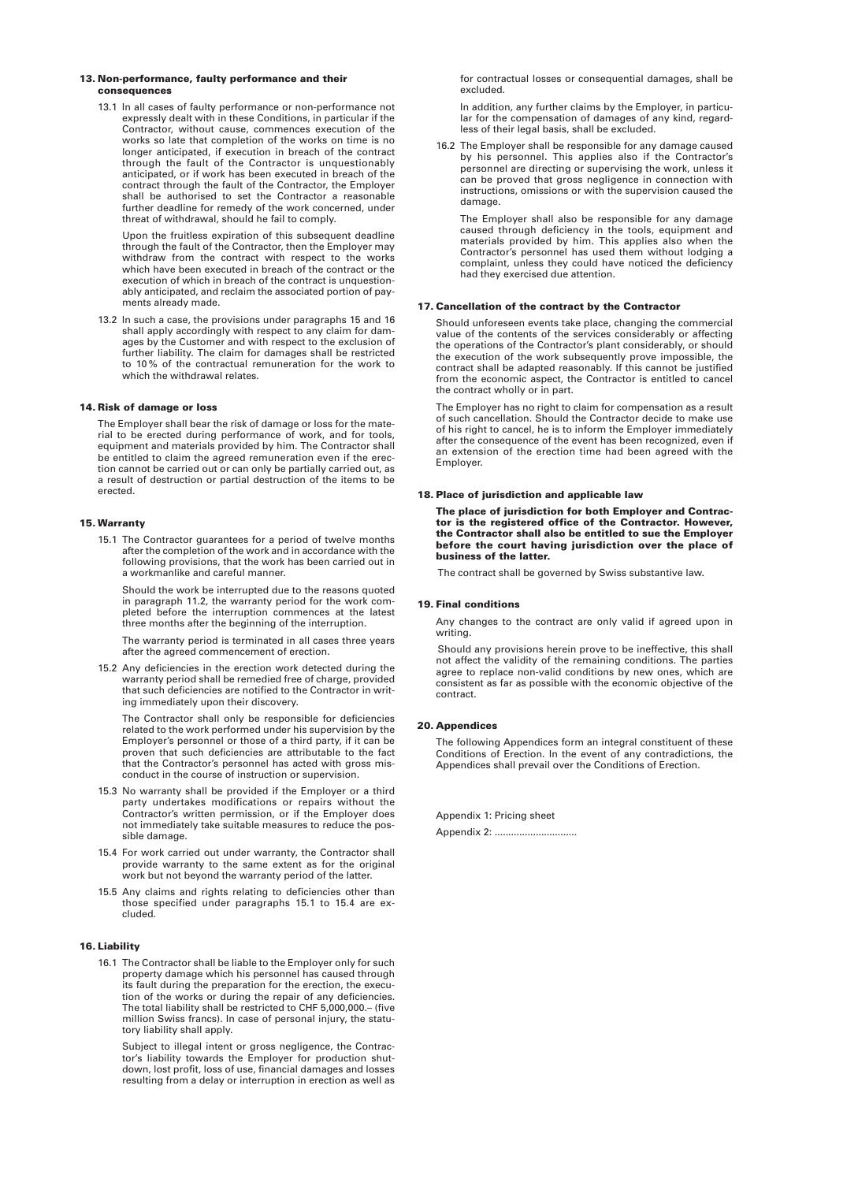## 13. Non-performance, faulty performance and their consequences

13.1 In all cases of faulty performance or non-performance not expressly dealt with in these Conditions, in particular if the Contractor, without cause, commences execution of the works so late that completion of the works on time is no longer anticipated, if execution in breach of the contract through the fault of the Contractor is unquestionably anticipated, or if work has been executed in breach of the contract through the fault of the Contractor, the Employer shall be authorised to set the Contractor a reasonable further deadline for remedy of the work concerned, under threat of withdrawal, should he fail to comply.

Upon the fruitless expiration of this subsequent deadline through the fault of the Contractor, then the Employer may withdraw from the contract with respect to the works which have been executed in breach of the contract or the execution of which in breach of the contract is unquestionably anticipated, and reclaim the associated portion of payments already made.

13.2 In such a case, the provisions under paragraphs 15 and 16 shall apply accordingly with respect to any claim for damages by the Customer and with respect to the exclusion of further liability. The claim for damages shall be restricted to 10 % of the contractual remuneration for the work to which the withdrawal relates.

## 14. Risk of damage or loss

The Employer shall bear the risk of damage or loss for the material to be erected during performance of work, and for tools, equipment and materials provided by him. The Contractor shall be entitled to claim the agreed remuneration even if the erection cannot be carried out or can only be partially carried out, as a result of destruction or partial destruction of the items to be erected.

## 15. Warranty

15.1 The Contractor guarantees for a period of twelve months after the completion of the work and in accordance with the following provisions, that the work has been carried out in a workmanlike and careful manner.

Should the work be interrupted due to the reasons quoted in paragraph 11.2, the warranty period for the work completed before the interruption commences at the latest three months after the beginning of the interruption.

The warranty period is terminated in all cases three years after the agreed commencement of erection.

15.2 Any deficiencies in the erection work detected during the warranty period shall be remedied free of charge, provided that such deficiencies are notified to the Contractor in writing immediately upon their discovery.

The Contractor shall only be responsible for deficiencies related to the work performed under his supervision by the Employer's personnel or those of a third party, if it can be proven that such deficiencies are attributable to the fact that the Contractor's personnel has acted with gross misconduct in the course of instruction or supervision.

15.3 No warranty shall be provided if the Employer or a third party undertakes modifications or repairs without the Contractor's written permission, or if the Employer does not immediately take suitable measures to reduce the possible damage.

15.4 For work carried out under warranty, the Contractor shall provide warranty to the same extent as for the original work but not beyond the warranty period of the latter.

15.5 Any claims and rights relating to deficiencies other than those specified under paragraphs 15.1 to 15.4 are excluded.

## 16. Liability

16.1 The Contractor shall be liable to the Employer only for such property damage which his personnel has caused through its fault during the preparation for the erection, the execution of the works or during the repair of any deficiencies. The total liability shall be restricted to CHF 5,000,000.– (five million Swiss francs). In case of personal injury, the statutory liability shall apply.

Subject to illegal intent or gross negligence, the Contractor's liability towards the Employer for production shutdown, lost profit, loss of use, financial damages and losses resulting from a delay or interruption in erection as well as for contractual losses or consequential damages, shall be excluded.

In addition, any further claims by the Employer, in particular for the compensation of damages of any kind, regardless of their legal basis, shall be excluded.

16.2 The Employer shall be responsible for any damage caused by his personnel. This applies also if the Contractor's personnel are directing or supervising the work, unless it can be proved that gross negligence in connection with instructions, omissions or with the supervision caused the damage.

The Employer shall also be responsible for any damage caused through deficiency in the tools, equipment and materials provided by him. This applies also when the Contractor's personnel has used them without lodging a complaint, unless they could have noticed the deficiency had they exercised due attention.

## 17. Cancellation of the contract by the Contractor

Should unforeseen events take place, changing the commercial value of the contents of the services considerably or affecting the operations of the Contractor's plant considerably, or should the execution of the work subsequently prove impossible, the contract shall be adapted reasonably. If this cannot be justified from the economic aspect, the Contractor is entitled to cancel the contract wholly or in part.

The Employer has no right to claim for compensation as a result of such cancellation. Should the Contractor decide to make use of his right to cancel, he is to inform the Employer immediately after the consequence of the event has been recognized, even if an extension of the erection time had been agreed with the Employer.

## 18. Place of jurisdiction and applicable law

**The place of jurisdiction for both Employer and Contractor is the registered office of the Contractor. However, the Contractor shall also be entitled to sue the Employer before the court having jurisdiction over the place of business of the latter.**

The contract shall be governed by Swiss substantive law.

## 19. Final conditions

Any changes to the contract are only valid if agreed upon in writing.

Should any provisions herein prove to be ineffective, this shall not affect the validity of the remaining conditions. The parties agree to replace non-valid conditions by new ones, which are consistent as far as possible with the economic objective of the contract.

## 20. Appendices

The following Appendices form an integral constituent of these Conditions of Erection. In the event of any contradictions, the Appendices shall prevail over the Conditions of Erection.

Appendix 1: Pricing sheet

Appendix 2: ..............................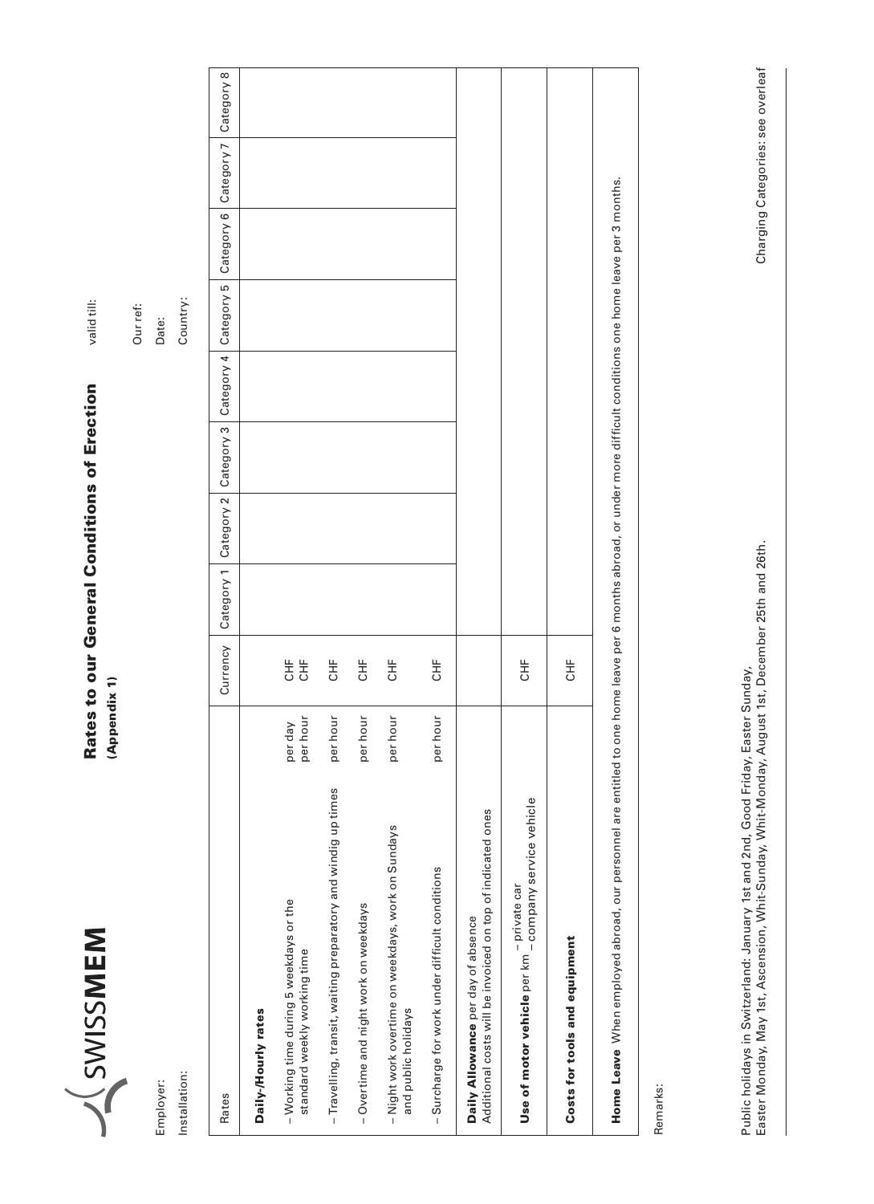SWISSMEM

# Rates to our General Conditions of Erection

**(Appendix 1)**

valid till:

Employer:

Installation:

Our ref:

Date:

Country:

| Rates | | Currency | Category 1 | Category 2 | Category 3 | Category 4 | Category 5 | Category 6 | Category 7 | Category 8 |
|---|---|---|---|---|---|---|---|---|---|---|
| **Daily-/Hourly rates** | | | | | | | | | | |
| – Working time during 5 weekdays or the standard weekly working time | per day<br>per hour | CHF<br>CHF | | | | | | | | |
| – Travelling, transit, waiting preparatory and windig up times | per hour | CHF | | | | | | | | |
| – Overtime and night work on weekdays | per hour | CHF | | | | | | | | |
| – Night work overtime on weekdays, work on Sundays and public holidays | per hour | CHF | | | | | | | | |
| – Surcharge for work under difficult conditions | per hour | CHF | | | | | | | | |
| **Daily Allowance** per day of absence<br>Additional costs will be invoiced on top of indicated ones | | | | | | | | | | |
| **Use of motor vehicle** per km – private car<br>– company service vehicle | | CHF | | | | | | | | |
| **Costs for tools and equipment** | | CHF | | | | | | | | |
| **Home Leave** When employed abroad, our personnel are entitled to one home leave per 6 months abroad, or under more difficult conditions one home leave per 3 months. | | | | | | | | | | |

Remarks:

Public holidays in Switzerland: January 1st and 2nd, Good Friday, Easter Sunday,
Easter Monday, May 1st, Ascension, Whit-Sunday, Whit-Monday, August 1st, December 25th and 26th.

Charging Categories: see overleaf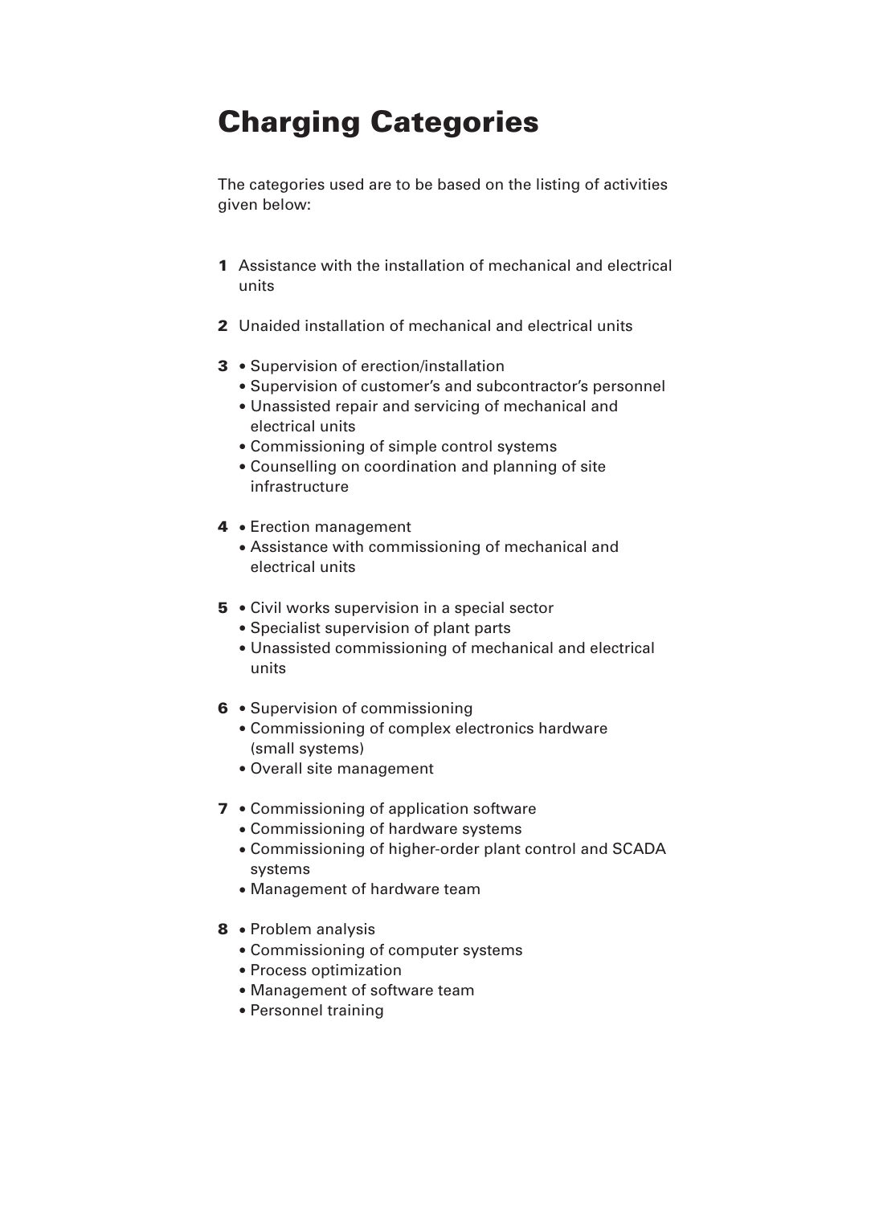# Charging Categories

The categories used are to be based on the listing of activities given below:

**1** Assistance with the installation of mechanical and electrical units

**2** Unaided installation of mechanical and electrical units

**3**
- Supervision of erection/installation
- Supervision of customer's and subcontractor's personnel
- Unassisted repair and servicing of mechanical and electrical units
- Commissioning of simple control systems
- Counselling on coordination and planning of site infrastructure

**4**
- Erection management
- Assistance with commissioning of mechanical and electrical units

**5**
- Civil works supervision in a special sector
- Specialist supervision of plant parts
- Unassisted commissioning of mechanical and electrical units

**6**
- Supervision of commissioning
- Commissioning of complex electronics hardware (small systems)
- Overall site management

**7**
- Commissioning of application software
- Commissioning of hardware systems
- Commissioning of higher-order plant control and SCADA systems
- Management of hardware team

**8**
- Problem analysis
- Commissioning of computer systems
- Process optimization
- Management of software team
- Personnel training